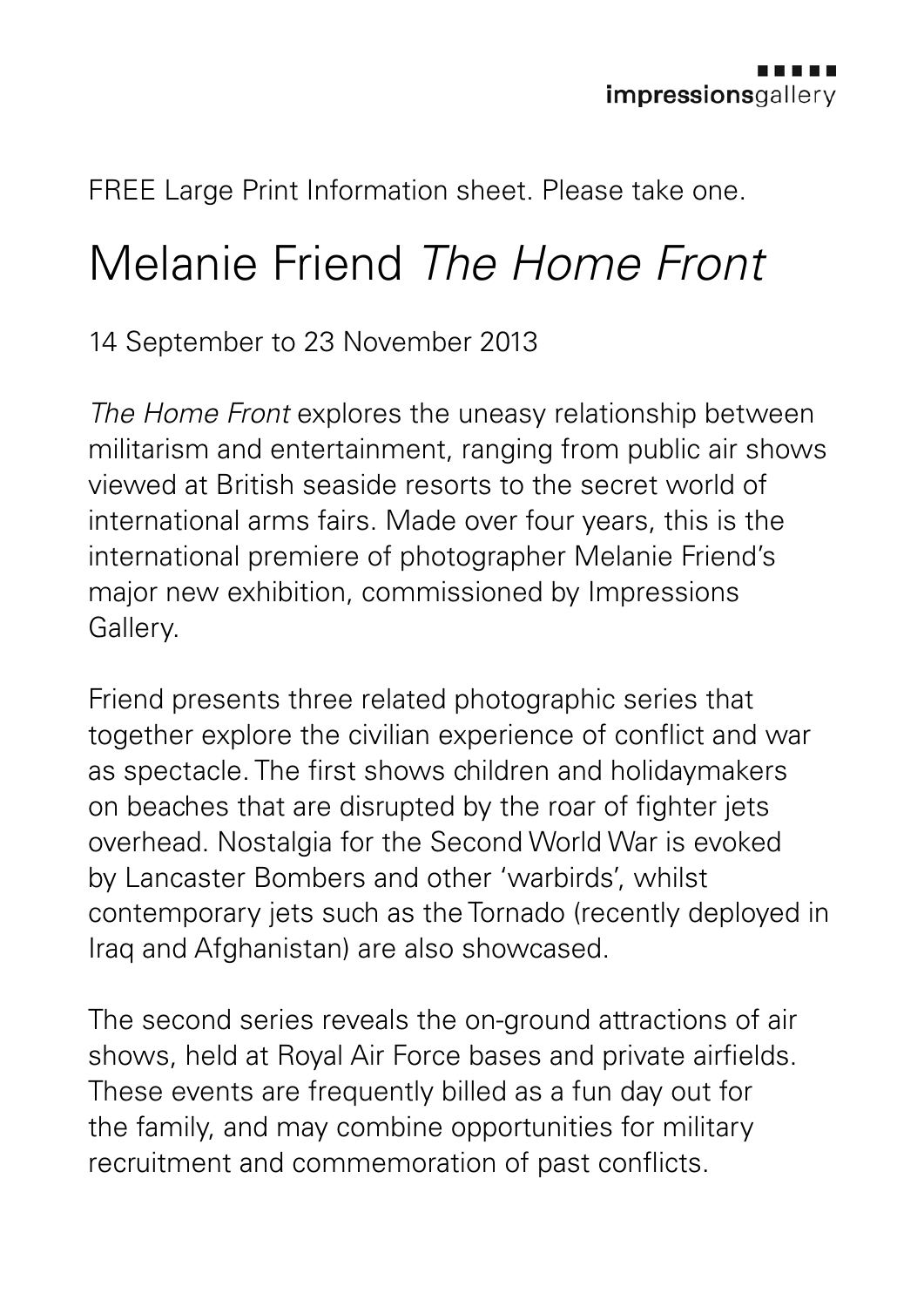impressionsgallery

FREE Large Print Information sheet. Please take one.

# Melanie Friend *The Home Front*

14 September to 23 November 2013

*The Home Front* explores the uneasy relationship between militarism and entertainment, ranging from public air shows viewed at British seaside resorts to the secret world of international arms fairs. Made over four years, this is the international premiere of photographer Melanie Friend's major new exhibition, commissioned by Impressions Gallery.

Friend presents three related photographic series that together explore the civilian experience of conflict and war as spectacle. The first shows children and holidaymakers on beaches that are disrupted by the roar of fighter jets overhead. Nostalgia for the Second World War is evoked by Lancaster Bombers and other 'warbirds', whilst contemporary jets such as the Tornado (recently deployed in Iraq and Afghanistan) are also showcased.

The second series reveals the on-ground attractions of air shows, held at Royal Air Force bases and private airfields. These events are frequently billed as a fun day out for the family, and may combine opportunities for military recruitment and commemoration of past conflicts.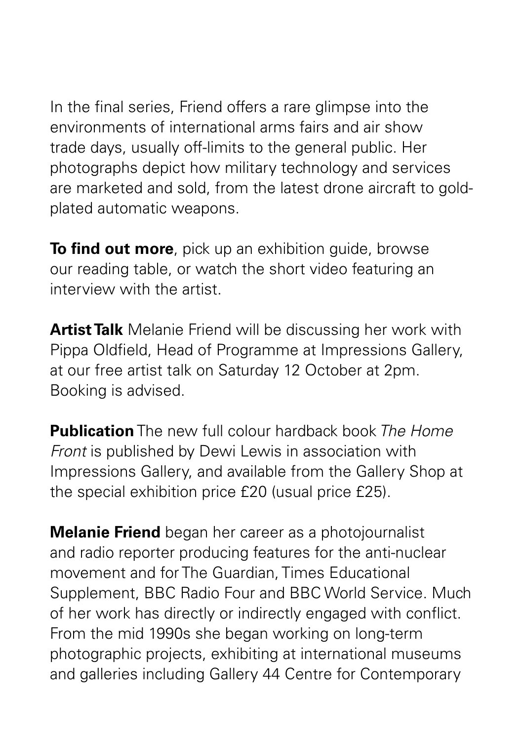In the final series, Friend offers a rare glimpse into the environments of international arms fairs and air show trade days, usually off-limits to the general public. Her photographs depict how military technology and services are marketed and sold, from the latest drone aircraft to gold-plated automatic weapons.

**To find out more**, pick up an exhibition guide, browse our reading table, or watch the short video featuring an interview with the artist.

**Artist Talk** Melanie Friend will be discussing her work with Pippa Oldfield, Head of Programme at Impressions Gallery, at our free artist talk on Saturday 12 October at 2pm. Booking is advised.

**Publication** The new full colour hardback book *The Home Front* is published by Dewi Lewis in association with Impressions Gallery, and available from the Gallery Shop at the special exhibition price £20 (usual price £25).

**Melanie Friend** began her career as a photojournalist and radio reporter producing features for the anti-nuclear movement and for The Guardian, Times Educational Supplement, BBC Radio Four and BBC World Service. Much of her work has directly or indirectly engaged with conflict. From the mid 1990s she began working on long-term photographic projects, exhibiting at international museums and galleries including Gallery 44 Centre for Contemporary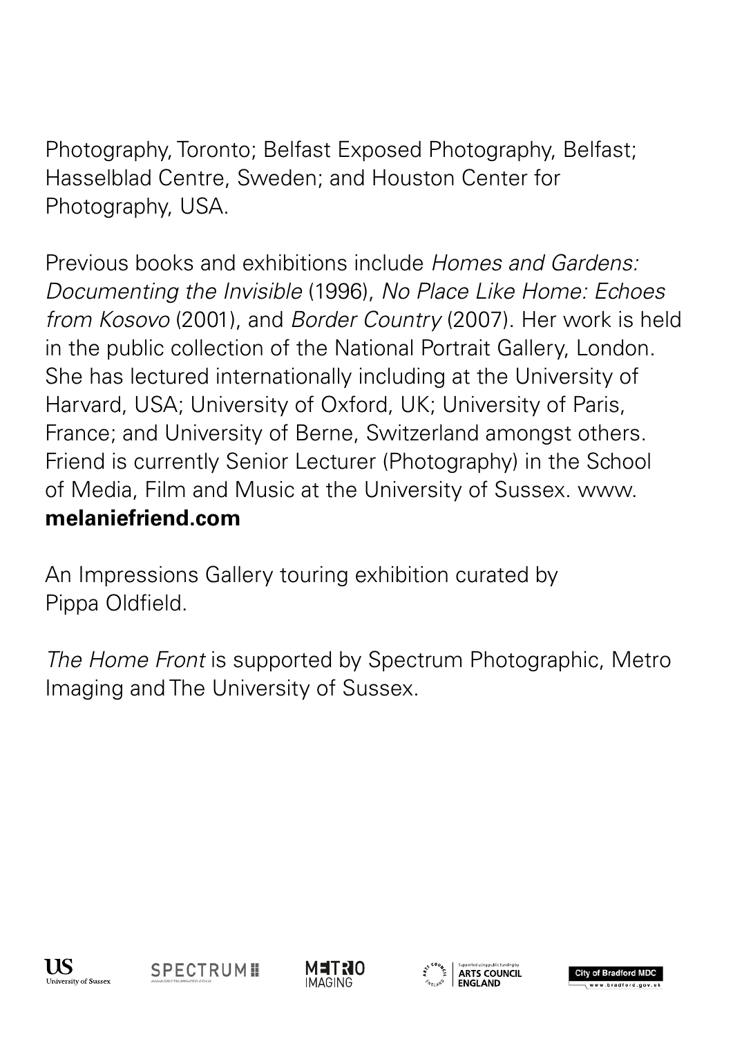Photography, Toronto; Belfast Exposed Photography, Belfast; Hasselblad Centre, Sweden; and Houston Center for Photography, USA.

Previous books and exhibitions include *Homes and Gardens: Documenting the Invisible* (1996), *No Place Like Home: Echoes from Kosovo* (2001), and *Border Country* (2007). Her work is held in the public collection of the National Portrait Gallery, London. She has lectured internationally including at the University of Harvard, USA; University of Oxford, UK; University of Paris, France; and University of Berne, Switzerland amongst others. Friend is currently Senior Lecturer (Photography) in the School of Media, Film and Music at the University of Sussex. www.**melaniefriend.com**

An Impressions Gallery touring exhibition curated by Pippa Oldfield.

*The Home Front* is supported by Spectrum Photographic, Metro Imaging and The University of Sussex.

University of Sussex SPECTRUM METRO IMAGING Supported using public funding by ARTS COUNCIL ENGLAND City of Bradford MDC www.bradford.gov.uk